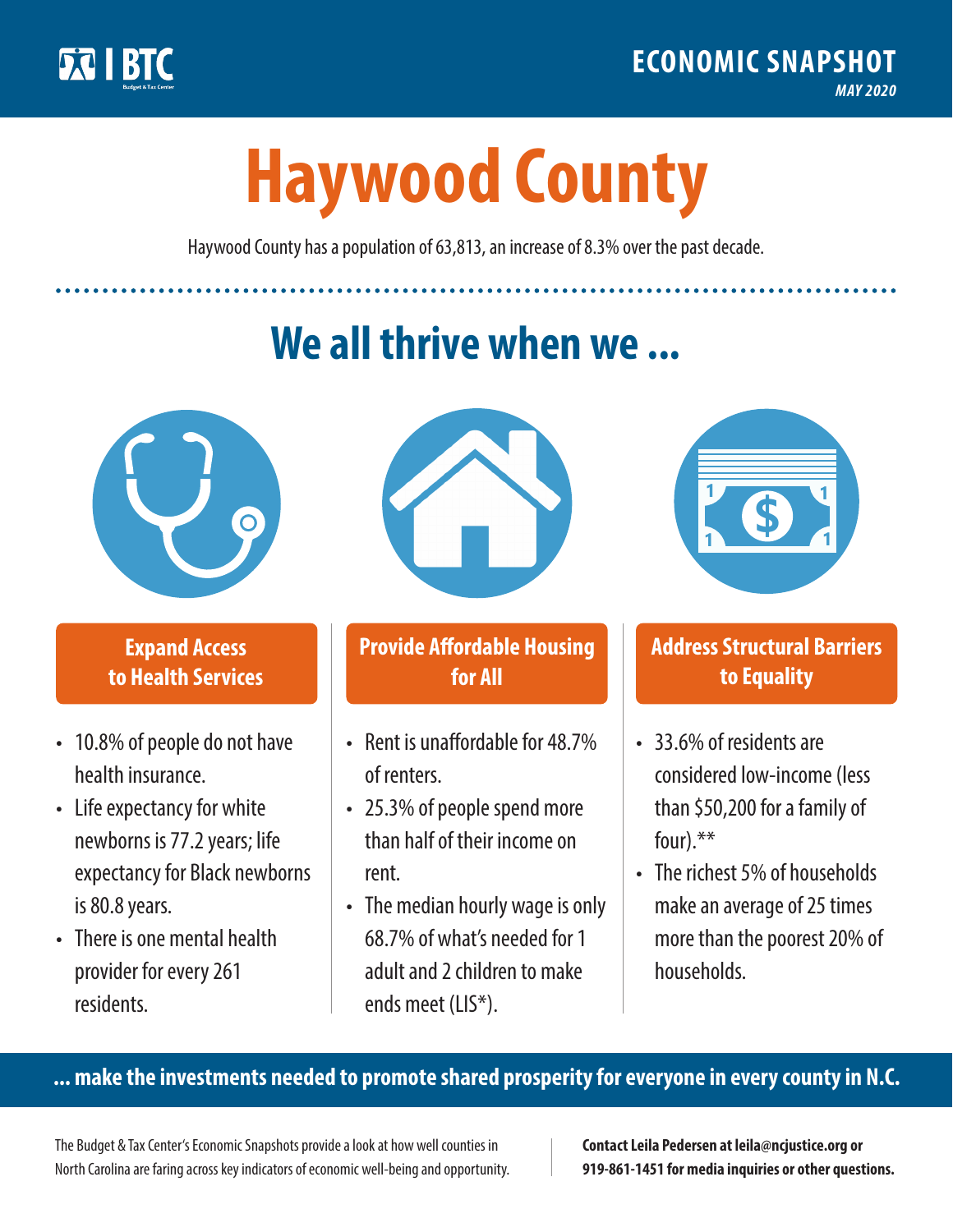BTC Budget & Tax Center

**ECONOMIC SNAPSHOT**
*MAY 2020*

# Haywood County

Haywood County has a population of 63,813, an increase of 8.3% over the past decade.

## We all thrive when we ...

### Expand Access to Health Services

- 10.8% of people do not have health insurance.
- Life expectancy for white newborns is 77.2 years; life expectancy for Black newborns is 80.8 years.
- There is one mental health provider for every 261 residents.

### Provide Affordable Housing for All

- Rent is unaffordable for 48.7% of renters.
- 25.3% of people spend more than half of their income on rent.
- The median hourly wage is only 68.7% of what's needed for 1 adult and 2 children to make ends meet (LIS*).

### Address Structural Barriers to Equality

- 33.6% of residents are considered low-income (less than $50,200 for a family of four).**
- The richest 5% of households make an average of 25 times more than the poorest 20% of households.

**... make the investments needed to promote shared prosperity for everyone in every county in N.C.**

The Budget & Tax Center's Economic Snapshots provide a look at how well counties in North Carolina are faring across key indicators of economic well-being and opportunity.

**Contact Leila Pedersen at leila@ncjustice.org or 919-861-1451 for media inquiries or other questions.**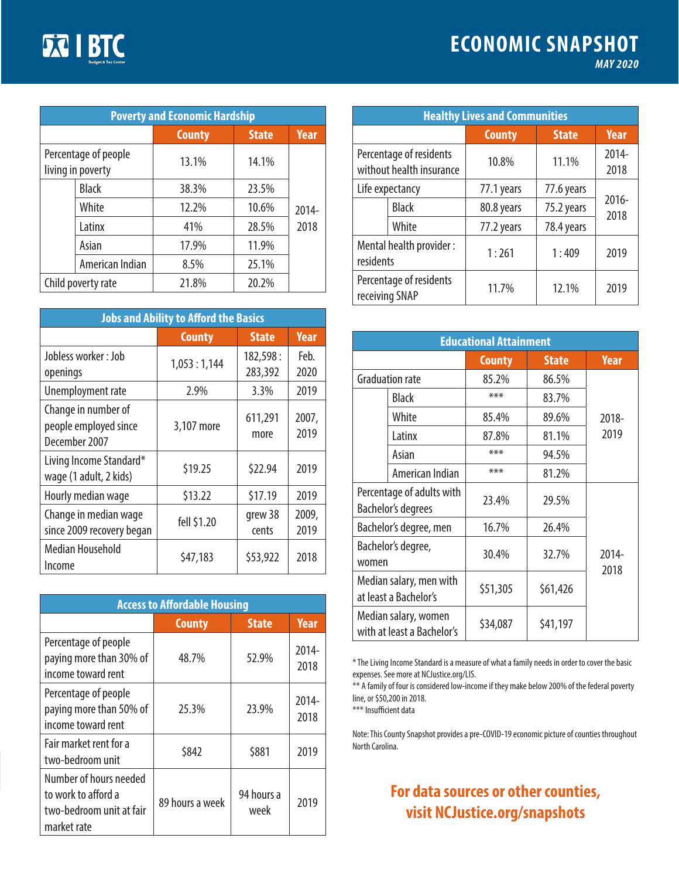BTC Budget & Tax Center

# ECONOMIC SNAPSHOT

*MAY 2020*

| Poverty and Economic Hardship | | County | State | Year |
|---|---|---|---|---|
| Percentage of people living in poverty | | 13.1% | 14.1% | 2014-2018 |
| | Black | 38.3% | 23.5% | |
| | White | 12.2% | 10.6% | |
| | Latinx | 41% | 28.5% | |
| | Asian | 17.9% | 11.9% | |
| | American Indian | 8.5% | 25.1% | |
| Child poverty rate | | 21.8% | 20.2% | |

| Jobs and Ability to Afford the Basics | County | State | Year |
|---|---|---|---|
| Jobless worker : Job openings | 1,053 : 1,144 | 182,598 : 283,392 | Feb. 2020 |
| Unemployment rate | 2.9% | 3.3% | 2019 |
| Change in number of people employed since December 2007 | 3,107 more | 611,291 more | 2007, 2019 |
| Living Income Standard* wage (1 adult, 2 kids) | $19.25 | $22.94 | 2019 |
| Hourly median wage | $13.22 | $17.19 | 2019 |
| Change in median wage since 2009 recovery began | fell $1.20 | grew 38 cents | 2009, 2019 |
| Median Household Income | $47,183 | $53,922 | 2018 |

| Access to Affordable Housing | County | State | Year |
|---|---|---|---|
| Percentage of people paying more than 30% of income toward rent | 48.7% | 52.9% | 2014-2018 |
| Percentage of people paying more than 50% of income toward rent | 25.3% | 23.9% | 2014-2018 |
| Fair market rent for a two-bedroom unit | $842 | $881 | 2019 |
| Number of hours needed to work to afford a two-bedroom unit at fair market rate | 89 hours a week | 94 hours a week | 2019 |

| Healthy Lives and Communities | | County | State | Year |
|---|---|---|---|---|
| Percentage of residents without health insurance | | 10.8% | 11.1% | 2014-2018 |
| Life expectancy | | 77.1 years | 77.6 years | 2016-2018 |
| | Black | 80.8 years | 75.2 years | |
| | White | 77.2 years | 78.4 years | |
| Mental health provider : residents | | 1 : 261 | 1 : 409 | 2019 |
| Percentage of residents receiving SNAP | | 11.7% | 12.1% | 2019 |

| Educational Attainment | | County | State | Year |
|---|---|---|---|---|
| Graduation rate | | 85.2% | 86.5% | 2018-2019 |
| | Black | *** | 83.7% | |
| | White | 85.4% | 89.6% | |
| | Latinx | 87.8% | 81.1% | |
| | Asian | *** | 94.5% | |
| | American Indian | *** | 81.2% | |
| Percentage of adults with Bachelor's degrees | | 23.4% | 29.5% | 2014-2018 |
| Bachelor's degree, men | | 16.7% | 26.4% | |
| Bachelor's degree, women | | 30.4% | 32.7% | |
| Median salary, men with at least a Bachelor's | | $51,305 | $61,426 | |
| Median salary, women with at least a Bachelor's | | $34,087 | $41,197 | |

* The Living Income Standard is a measure of what a family needs in order to cover the basic expenses. See more at NCJustice.org/LIS.

** A family of four is considered low-income if they make below 200% of the federal poverty line, or $50,200 in 2018.

*** Insufficient data

Note: This County Snapshot provides a pre-COVID-19 economic picture of counties throughout North Carolina.

**For data sources or other counties, visit NCJustice.org/snapshots**